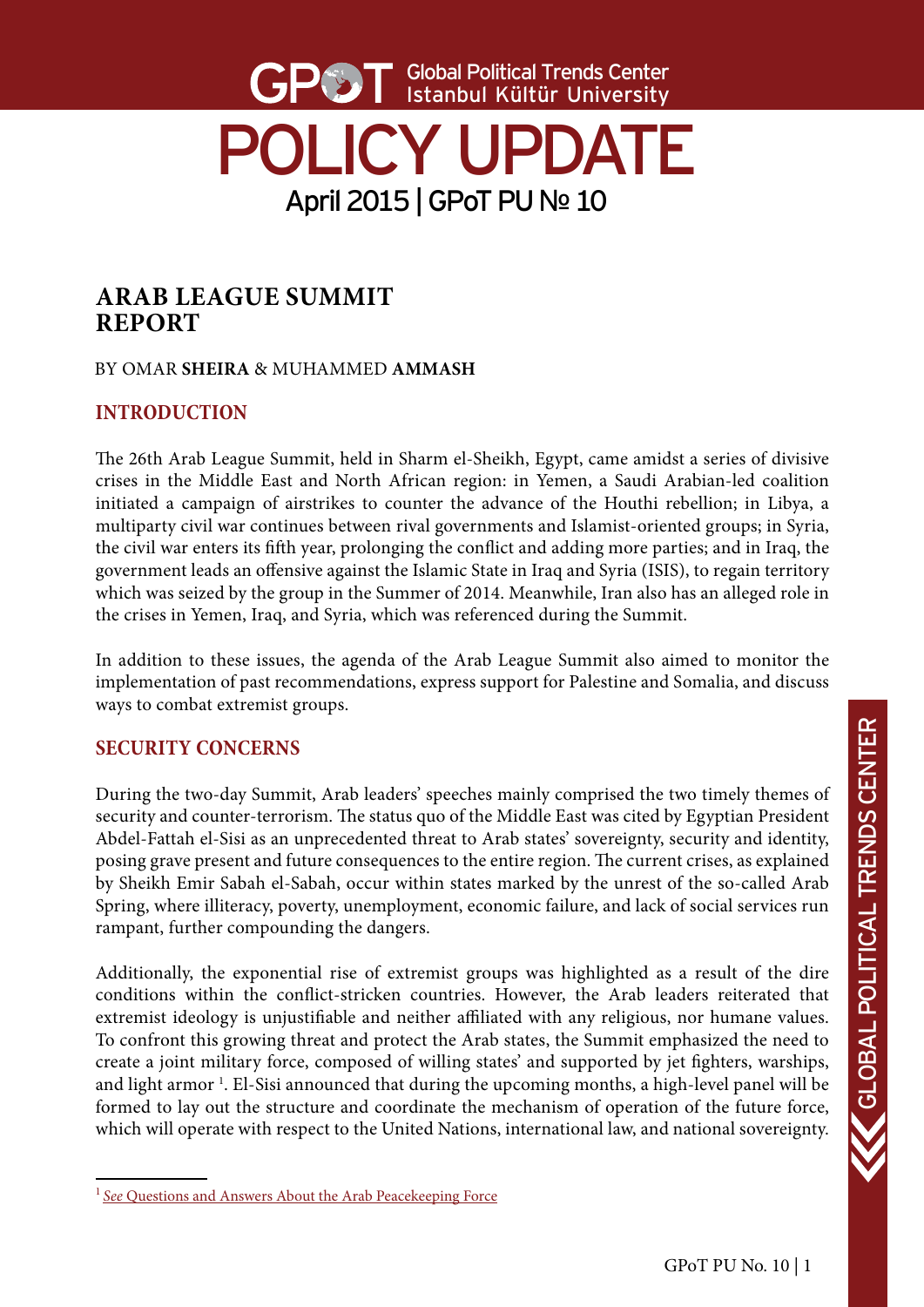# POLICY UPDATE

April 2015 | GPoT PU № 10

## ARAB LEAGUE SUMMIT REPORT

BY OMAR **SHEIRA** & MUHAMMED **AMMASH**

### INTRODUCTION

The 26th Arab League Summit, held in Sharm el-Sheikh, Egypt, came amidst a series of divisive crises in the Middle East and North African region: in Yemen, a Saudi Arabian-led coalition initiated a campaign of airstrikes to counter the advance of the Houthi rebellion; in Libya, a multiparty civil war continues between rival governments and Islamist-oriented groups; in Syria, the civil war enters its fifth year, prolonging the conflict and adding more parties; and in Iraq, the government leads an offensive against the Islamic State in Iraq and Syria (ISIS), to regain territory which was seized by the group in the Summer of 2014. Meanwhile, Iran also has an alleged role in the crises in Yemen, Iraq, and Syria, which was referenced during the Summit.

In addition to these issues, the agenda of the Arab League Summit also aimed to monitor the implementation of past recommendations, express support for Palestine and Somalia, and discuss ways to combat extremist groups.

### SECURITY CONCERNS

During the two-day Summit, Arab leaders' speeches mainly comprised the two timely themes of security and counter-terrorism. The status quo of the Middle East was cited by Egyptian President Abdel-Fattah el-Sisi as an unprecedented threat to Arab states' sovereignty, security and identity, posing grave present and future consequences to the entire region. The current crises, as explained by Sheikh Emir Sabah el-Sabah, occur within states marked by the unrest of the so-called Arab Spring, where illiteracy, poverty, unemployment, economic failure, and lack of social services run rampant, further compounding the dangers.

Additionally, the exponential rise of extremist groups was highlighted as a result of the dire conditions within the conflict-stricken countries. However, the Arab leaders reiterated that extremist ideology is unjustifiable and neither affiliated with any religious, nor humane values. To confront this growing threat and protect the Arab states, the Summit emphasized the need to create a joint military force, composed of willing states' and supported by jet fighters, warships, and light armor [1]. El-Sisi announced that during the upcoming months, a high-level panel will be formed to lay out the structure and coordinate the mechanism of operation of the future force, which will operate with respect to the United Nations, international law, and national sovereignty.

---

[1] *See* Questions and Answers About the Arab Peacekeeping Force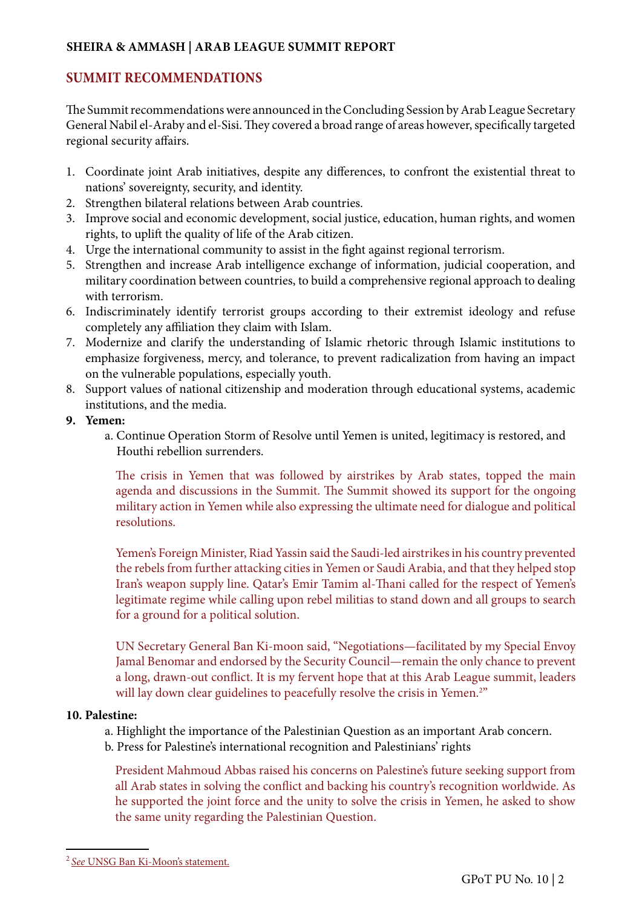## SUMMIT RECOMMENDATIONS

The Summit recommendations were announced in the Concluding Session by Arab League Secretary General Nabil el-Araby and el-Sisi. They covered a broad range of areas however, specifically targeted regional security affairs.

1. Coordinate joint Arab initiatives, despite any differences, to confront the existential threat to nations' sovereignty, security, and identity.
2. Strengthen bilateral relations between Arab countries.
3. Improve social and economic development, social justice, education, human rights, and women rights, to uplift the quality of life of the Arab citizen.
4. Urge the international community to assist in the fight against regional terrorism.
5. Strengthen and increase Arab intelligence exchange of information, judicial cooperation, and military coordination between countries, to build a comprehensive regional approach to dealing with terrorism.
6. Indiscriminately identify terrorist groups according to their extremist ideology and refuse completely any affiliation they claim with Islam.
7. Modernize and clarify the understanding of Islamic rhetoric through Islamic institutions to emphasize forgiveness, mercy, and tolerance, to prevent radicalization from having an impact on the vulnerable populations, especially youth.
8. Support values of national citizenship and moderation through educational systems, academic institutions, and the media.

**9. Yemen:**

a. Continue Operation Storm of Resolve until Yemen is united, legitimacy is restored, and Houthi rebellion surrenders.

The crisis in Yemen that was followed by airstrikes by Arab states, topped the main agenda and discussions in the Summit. The Summit showed its support for the ongoing military action in Yemen while also expressing the ultimate need for dialogue and political resolutions.

Yemen's Foreign Minister, Riad Yassin said the Saudi-led airstrikes in his country prevented the rebels from further attacking cities in Yemen or Saudi Arabia, and that they helped stop Iran's weapon supply line. Qatar's Emir Tamim al-Thani called for the respect of Yemen's legitimate regime while calling upon rebel militias to stand down and all groups to search for a ground for a political solution.

UN Secretary General Ban Ki-moon said, "Negotiations—facilitated by my Special Envoy Jamal Benomar and endorsed by the Security Council—remain the only chance to prevent a long, drawn-out conflict. It is my fervent hope that at this Arab League summit, leaders will lay down clear guidelines to peacefully resolve the crisis in Yemen.[2]"

**10. Palestine:**

a. Highlight the importance of the Palestinian Question as an important Arab concern.
b. Press for Palestine's international recognition and Palestinians' rights

President Mahmoud Abbas raised his concerns on Palestine's future seeking support from all Arab states in solving the conflict and backing his country's recognition worldwide. As he supported the joint force and the unity to solve the crisis in Yemen, he asked to show the same unity regarding the Palestinian Question.

---

[2] *See* UNSG Ban Ki-Moon's statement.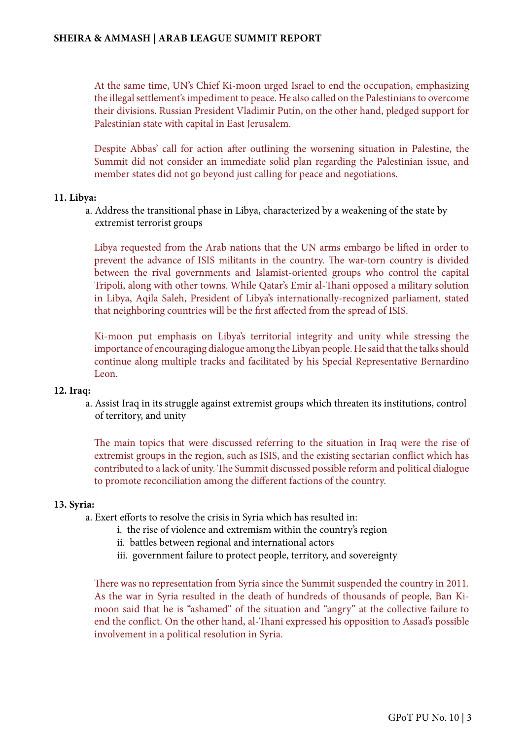At the same time, UN's Chief Ki-moon urged Israel to end the occupation, emphasizing the illegal settlement's impediment to peace. He also called on the Palestinians to overcome their divisions. Russian President Vladimir Putin, on the other hand, pledged support for Palestinian state with capital in East Jerusalem.

Despite Abbas' call for action after outlining the worsening situation in Palestine, the Summit did not consider an immediate solid plan regarding the Palestinian issue, and member states did not go beyond just calling for peace and negotiations.

**11. Libya:**

a. Address the transitional phase in Libya, characterized by a weakening of the state by extremist terrorist groups

Libya requested from the Arab nations that the UN arms embargo be lifted in order to prevent the advance of ISIS militants in the country. The war-torn country is divided between the rival governments and Islamist-oriented groups who control the capital Tripoli, along with other towns. While Qatar's Emir al-Thani opposed a military solution in Libya, Aqila Saleh, President of Libya's internationally-recognized parliament, stated that neighboring countries will be the first affected from the spread of ISIS.

Ki-moon put emphasis on Libya's territorial integrity and unity while stressing the importance of encouraging dialogue among the Libyan people. He said that the talks should continue along multiple tracks and facilitated by his Special Representative Bernardino Leon.

**12. Iraq:**

a. Assist Iraq in its struggle against extremist groups which threaten its institutions, control of territory, and unity

The main topics that were discussed referring to the situation in Iraq were the rise of extremist groups in the region, such as ISIS, and the existing sectarian conflict which has contributed to a lack of unity. The Summit discussed possible reform and political dialogue to promote reconciliation among the different factions of the country.

**13. Syria:**

a. Exert efforts to resolve the crisis in Syria which has resulted in:
   i. the rise of violence and extremism within the country's region
   ii. battles between regional and international actors
   iii. government failure to protect people, territory, and sovereignty

There was no representation from Syria since the Summit suspended the country in 2011. As the war in Syria resulted in the death of hundreds of thousands of people, Ban Ki-moon said that he is "ashamed" of the situation and "angry" at the collective failure to end the conflict. On the other hand, al-Thani expressed his opposition to Assad's possible involvement in a political resolution in Syria.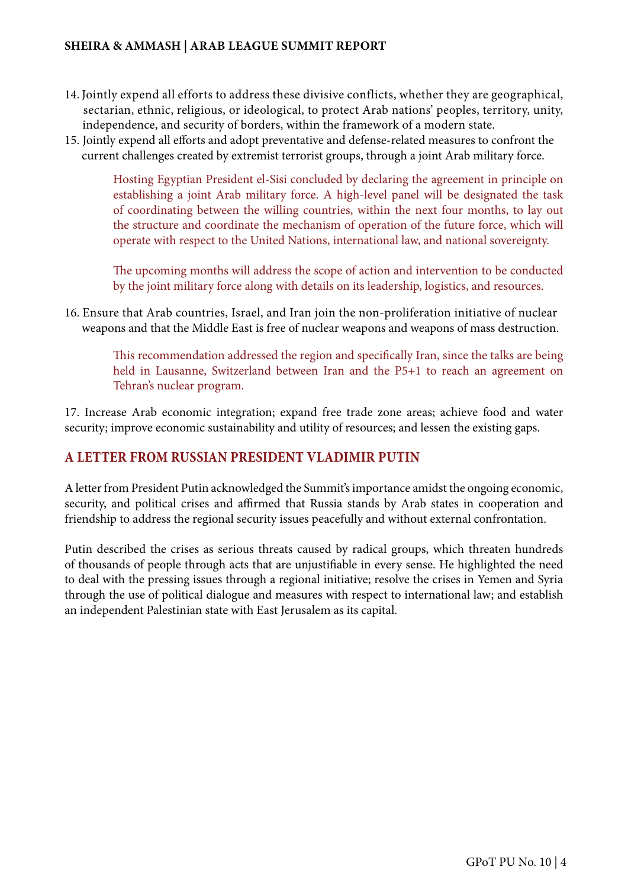14. Jointly expend all efforts to address these divisive conflicts, whether they are geographical, sectarian, ethnic, religious, or ideological, to protect Arab nations' peoples, territory, unity, independence, and security of borders, within the framework of a modern state.
15. Jointly expend all efforts and adopt preventative and defense-related measures to confront the current challenges created by extremist terrorist groups, through a joint Arab military force.

    Hosting Egyptian President el-Sisi concluded by declaring the agreement in principle on establishing a joint Arab military force. A high-level panel will be designated the task of coordinating between the willing countries, within the next four months, to lay out the structure and coordinate the mechanism of operation of the future force, which will operate with respect to the United Nations, international law, and national sovereignty.

    The upcoming months will address the scope of action and intervention to be conducted by the joint military force along with details on its leadership, logistics, and resources.

16. Ensure that Arab countries, Israel, and Iran join the non-proliferation initiative of nuclear weapons and that the Middle East is free of nuclear weapons and weapons of mass destruction.

    This recommendation addressed the region and specifically Iran, since the talks are being held in Lausanne, Switzerland between Iran and the P5+1 to reach an agreement on Tehran's nuclear program.

17. Increase Arab economic integration; expand free trade zone areas; achieve food and water security; improve economic sustainability and utility of resources; and lessen the existing gaps.

## A LETTER FROM RUSSIAN PRESIDENT VLADIMIR PUTIN

A letter from President Putin acknowledged the Summit's importance amidst the ongoing economic, security, and political crises and affirmed that Russia stands by Arab states in cooperation and friendship to address the regional security issues peacefully and without external confrontation.

Putin described the crises as serious threats caused by radical groups, which threaten hundreds of thousands of people through acts that are unjustifiable in every sense. He highlighted the need to deal with the pressing issues through a regional initiative; resolve the crises in Yemen and Syria through the use of political dialogue and measures with respect to international law; and establish an independent Palestinian state with East Jerusalem as its capital.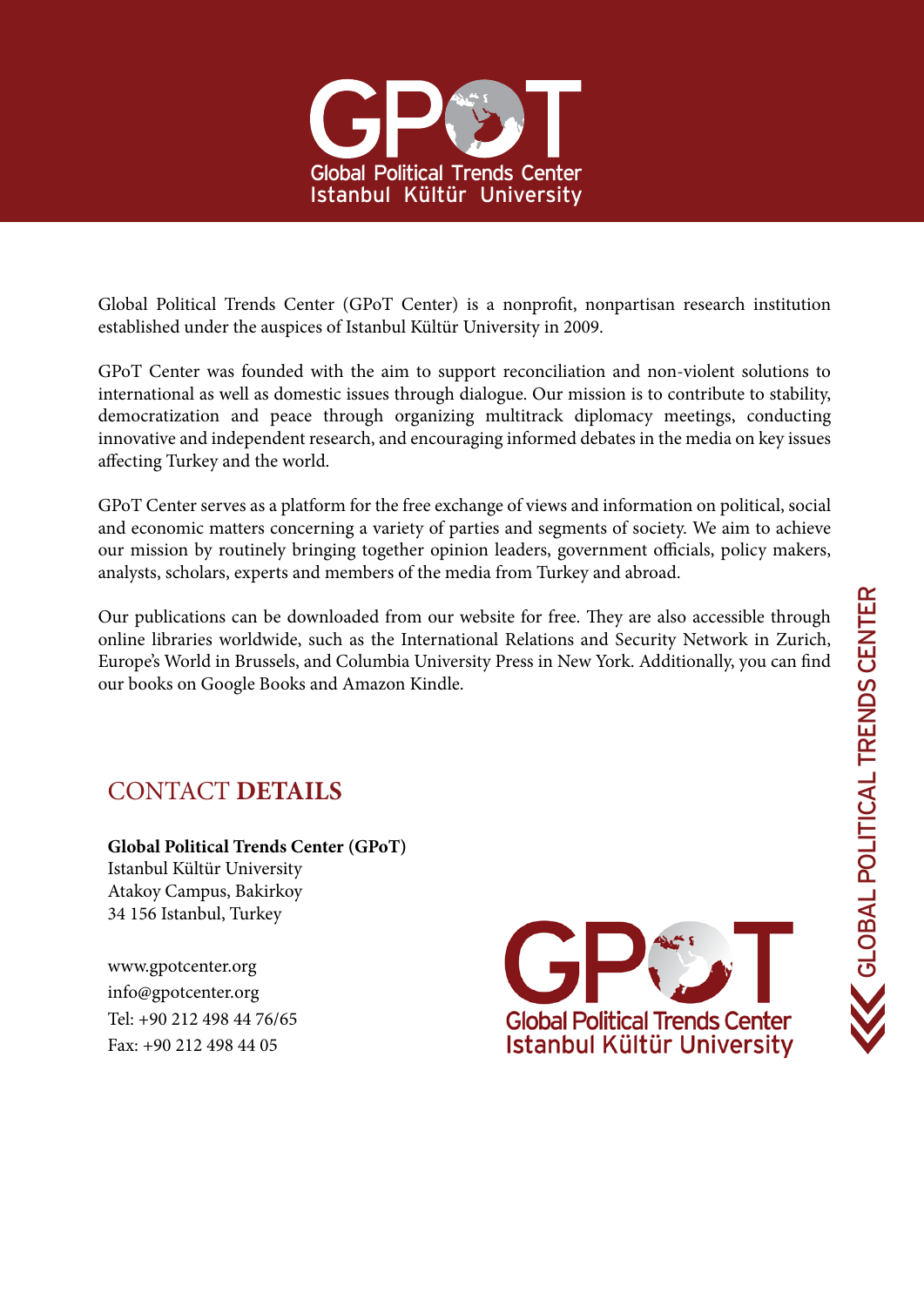Global Political Trends Center (GPoT Center) is a nonprofit, nonpartisan research institution established under the auspices of Istanbul Kültür University in 2009.

GPoT Center was founded with the aim to support reconciliation and non-violent solutions to international as well as domestic issues through dialogue. Our mission is to contribute to stability, democratization and peace through organizing multitrack diplomacy meetings, conducting innovative and independent research, and encouraging informed debates in the media on key issues affecting Turkey and the world.

GPoT Center serves as a platform for the free exchange of views and information on political, social and economic matters concerning a variety of parties and segments of society. We aim to achieve our mission by routinely bringing together opinion leaders, government officials, policy makers, analysts, scholars, experts and members of the media from Turkey and abroad.

Our publications can be downloaded from our website for free. They are also accessible through online libraries worldwide, such as the International Relations and Security Network in Zurich, Europe's World in Brussels, and Columbia University Press in New York. Additionally, you can find our books on Google Books and Amazon Kindle.

## CONTACT **DETAILS**

**Global Political Trends Center (GPoT)**
Istanbul Kültür University
Atakoy Campus, Bakirkoy
34 156 Istanbul, Turkey

www.gpotcenter.org
info@gpotcenter.org
Tel: +90 212 498 44 76/65
Fax: +90 212 498 44 05